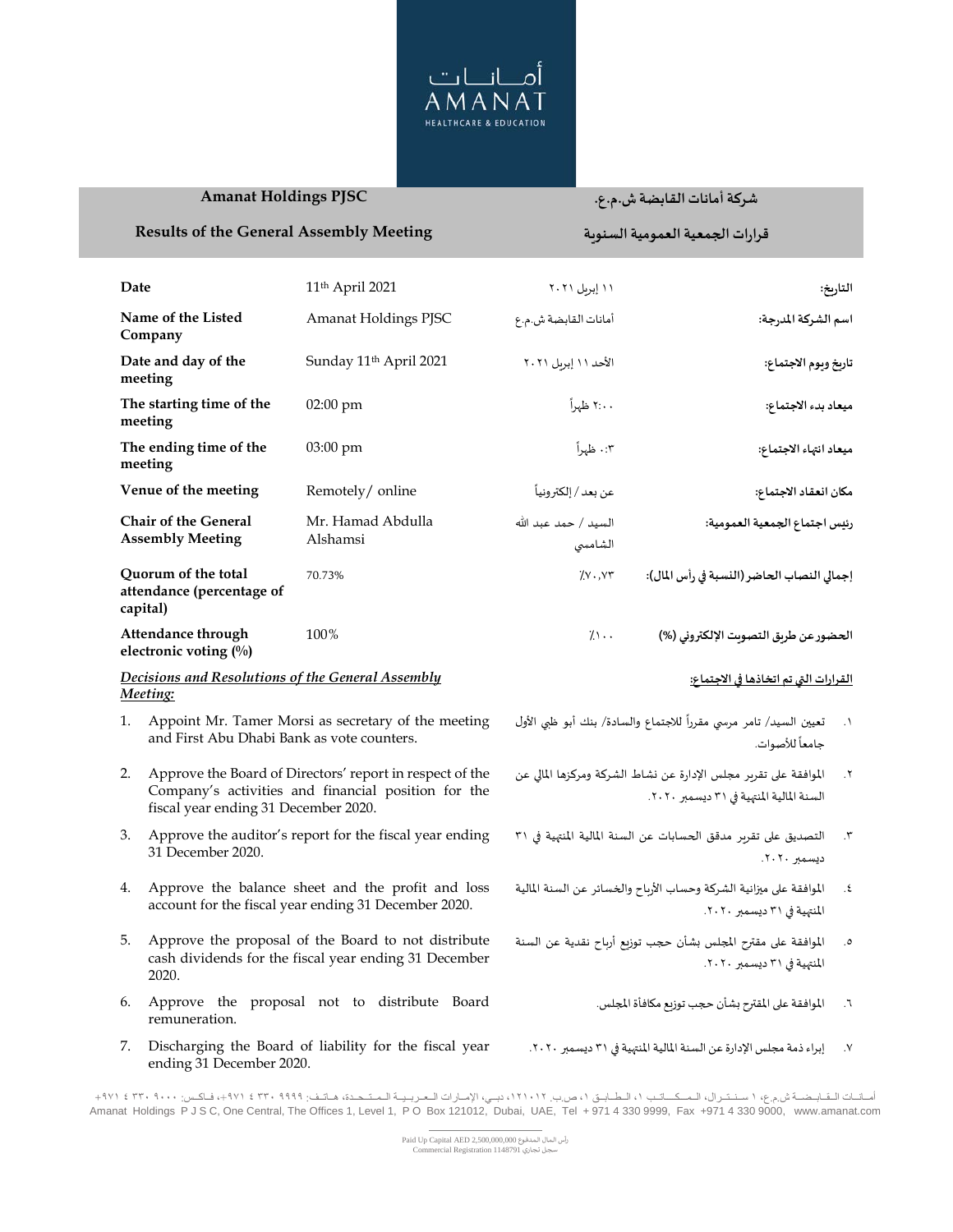أمانات
AMANAT
HEALTHCARE & EDUCATION

| **Amanat Holdings PJSC** | **شركة أمانات القابضة ش.م.ع.** |
|---|---|
| **Results of the General Assembly Meeting** | **قرارات الجمعية العمومية السنوية** |

| | | | |
|---|---|---|---|
| **Date** | 11th April 2021 | ١١ إبريل ٢٠٢١ | **التاريخ:** |
| **Name of the Listed Company** | Amanat Holdings PJSC | أمانات القابضة ش.م.ع | **اسم الشركة المدرجة:** |
| **Date and day of the meeting** | Sunday 11th April 2021 | الأحد ١١ إبريل ٢٠٢١ | **تاريخ ويوم الاجتماع:** |
| **The starting time of the meeting** | 02:00 pm | ٢:٠٠ ظهراً | **ميعاد بدء الاجتماع:** |
| **The ending time of the meeting** | 03:00 pm | ٣:٠٠ ظهراً | **ميعاد انتهاء الاجتماع:** |
| **Venue of the meeting** | Remotely/ online | عن بعد / إلكترونياً | **مكان انعقاد الاجتماع:** |
| **Chair of the General Assembly Meeting** | Mr. Hamad Abdulla Alshamsi | السيد / حمد عبد الله الشامسي | **رئيس اجتماع الجمعية العمومية:** |
| **Quorum of the total attendance (percentage of capital)** | 70.73% | ٧٠,٧٣٪ | **إجمالي النصاب الحاضر (النسبة في رأس المال):** |
| **Attendance through electronic voting (%)** | 100% | ١٠٠٪ | **الحضور عن طريق التصويت الإلكتروني (%)** |

***Decisions and Resolutions of the General Assembly Meeting:***

1. Appoint Mr. Tamer Morsi as secretary of the meeting and First Abu Dhabi Bank as vote counters.
2. Approve the Board of Directors' report in respect of the Company's activities and financial position for the fiscal year ending 31 December 2020.
3. Approve the auditor's report for the fiscal year ending 31 December 2020.
4. Approve the balance sheet and the profit and loss account for the fiscal year ending 31 December 2020.
5. Approve the proposal of the Board to not distribute cash dividends for the fiscal year ending 31 December 2020.
6. Approve the proposal not to distribute Board remuneration.
7. Discharging the Board of liability for the fiscal year ending 31 December 2020.

**القرارات التي تم اتخاذها في الاجتماع:**

١. تعيين السيد/ تامر مرسي مقرراً للاجتماع والسادة/ بنك أبو ظبي الأول جامعاً للأصوات.

٢. الموافقة على تقرير مجلس الإدارة عن نشاط الشركة ومركزها المالي عن السنة المالية المنتهية في ٣١ ديسمبر ٢٠٢٠.

٣. التصديق على تقرير مدقق الحسابات عن السنة المالية المنتهية في ٣١ ديسمبر ٢٠٢٠.

٤. الموافقة على ميزانية الشركة وحساب الأرباح والخسائر عن السنة المالية المنتهية في ٣١ ديسمبر ٢٠٢٠.

٥. الموافقة على مقترح المجلس بشأن حجب توزيع أرباح نقدية عن السنة المنتهية في ٣١ ديسمبر ٢٠٢٠.

٦. الموافقة على المقترح بشأن حجب توزيع مكافأة المجلس.

٧. إبراء ذمة مجلس الإدارة عن السنة المالية المنتهية في ٣١ ديسمبر ٢٠٢٠.

أمانات القابضة ش.م.ع، ١ سنترال، المكاتب ١، الطابق ١، ص.ب. ١٢١٠١٢، دبي، الإمارات العربية المتحدة، هاتف: ٩٩٩٩ ٣٣٠ ٤ ٩٧١+، فاكس: ٩٠٠٠ ٣٣٠ ٤ ٩٧١+

Amanat Holdings P J S C, One Central, The Offices 1, Level 1, P O Box 121012, Dubai, UAE, Tel + 971 4 330 9999, Fax +971 4 330 9000, www.amanat.com

Paid Up Capital AED 2,500,000,000 رأس المال المدفوع
Commercial Registration 1148791 سجل تجاري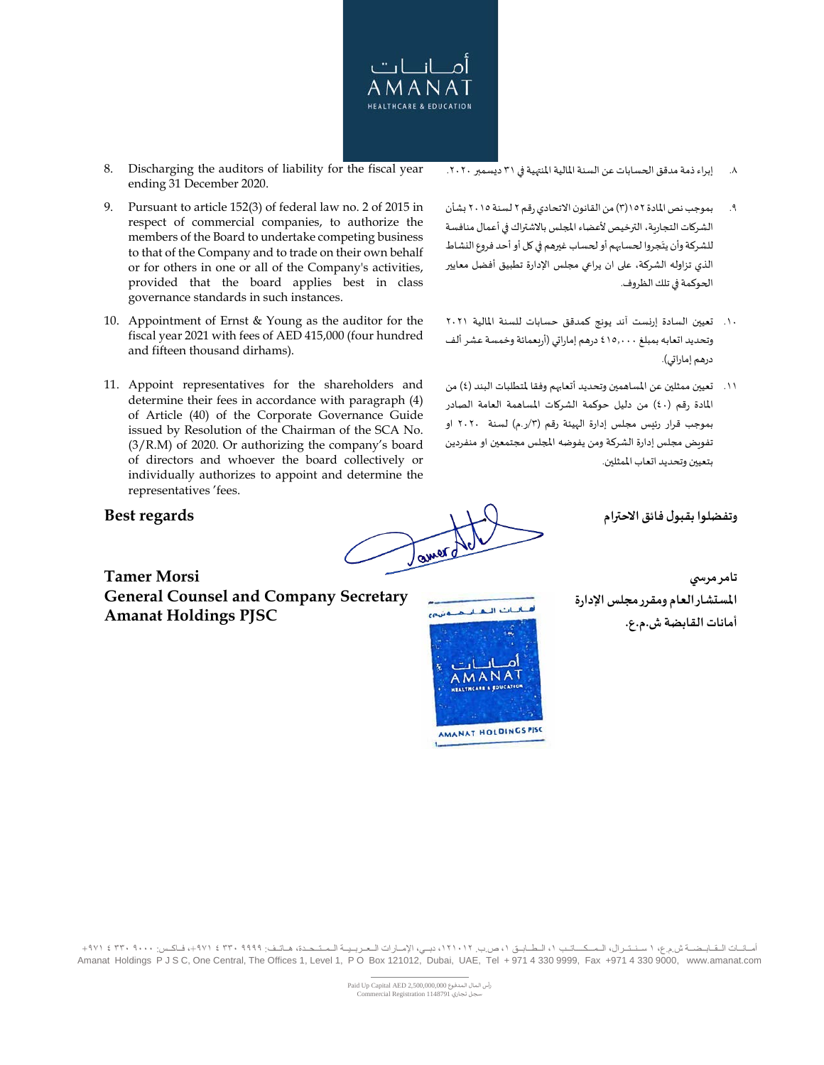8. Discharging the auditors of liability for the fiscal year ending 31 December 2020.

9. Pursuant to article 152(3) of federal law no. 2 of 2015 in respect of commercial companies, to authorize the members of the Board to undertake competing business to that of the Company and to trade on their own behalf or for others in one or all of the Company's activities, provided that the board applies best in class governance standards in such instances.

10. Appointment of Ernst & Young as the auditor for the fiscal year 2021 with fees of AED 415,000 (four hundred and fifteen thousand dirhams).

11. Appoint representatives for the shareholders and determine their fees in accordance with paragraph (4) of Article (40) of the Corporate Governance Guide issued by Resolution of the Chairman of the SCA No. (3/R.M) of 2020. Or authorizing the company's board of directors and whoever the board collectively or individually authorizes to appoint and determine the representatives 'fees.

٨. إبراء ذمة مدقق الحسابات عن السنة المالية المنتهية في ٣١ ديسمبر ٢٠٢٠.

٩. بموجب نص المادة ١٥٢(٣) من القانون الاتحادي رقم ٢ لسنة ٢٠١٥ بشأن الشركات التجارية، الترخيص لأعضاء المجلس بالاشتراك في أعمال منافسة للشركة وأن يتجروا لحسابهم أو لحساب غيرهم في كل أو أحد فروع النشاط الذي تزاوله الشركة، على ان يراعي مجلس الإدارة تطبيق أفضل معايير الحوكمة في تلك الظروف.

١٠. تعيين السادة إرنست أند يونغ كمدقق حسابات للسنة المالية ٢٠٢١ وتحديد اتعابه بمبلغ ٤١٥,٠٠٠ درهم إماراتي (أربعمائة وخمسة عشر ألف درهم إماراتي).

١١. تعيين ممثلين عن المساهمين وتحديد أتعابهم وفقا لمتطلبات البند (٤) من المادة رقم (٤٠) من دليل حوكمة الشركات المساهمة العامة الصادر بموجب قرار رئيس مجلس إدارة الهيئة رقم (٣/ر.م) لسنة ٢٠٢٠ او تفويض مجلس إدارة الشركة ومن يفوضه المجلس مجتمعين او منفردين بتعيين وتحديد اتعاب الممثلين.

**Best regards**

**وتفضلوا بقبول فائق الاحترام**

**Tamer Morsi**
**General Counsel and Company Secretary**
**Amanat Holdings PJSC**

**تامر مرسي**
**المستشار العام ومقرر مجلس الإدارة**
**أمانات القابضة ش.م.ع.**

أمانات القابضة ش.م.ع، ١ سنترال، المكاتب ١، الطابق ١، ص.ب. ١٢١٠١٢، دبي، الإمارات العربية المتحدة، هاتف: ٩٩٩٩ ٣٣٠ ٤ ٩٧١+، فاكس: ٩٠٠٠ ٣٣٠ ٤ ٩٧١+

Amanat Holdings P J S C, One Central, The Offices 1, Level 1, P O Box 121012, Dubai, UAE, Tel +971 4 330 9999, Fax +971 4 330 9000, www.amanat.com

Paid Up Capital AED 2,500,000,000 رأس المال المدفوع
Commercial Registration 1148791 سجل تجاري